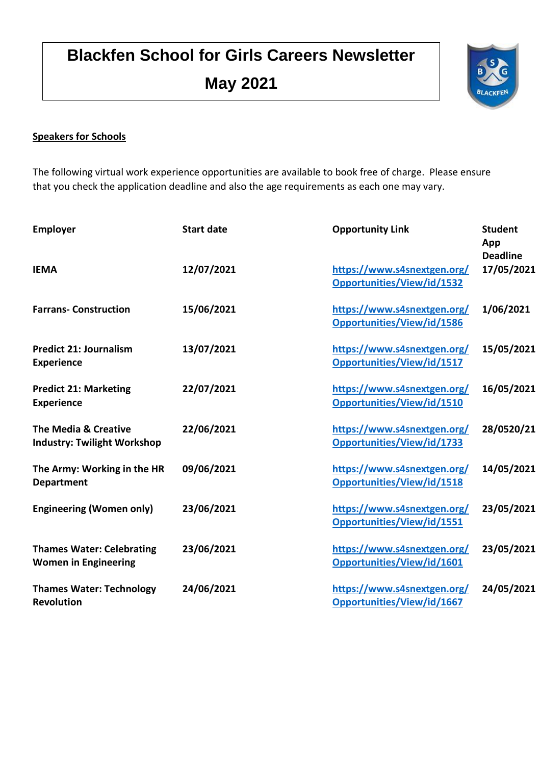# Blackfen School for Girls Careers Newsletter

# May 2021

## Speakers for Schools

The following virtual work experience opportunities are available to book free of charge. Please ensure that you check the application deadline and also the age requirements as each one may vary.

| Employer | Start date | Opportunity Link | Student App Deadline |
|---|---|---|---|
| **IEMA** | **12/07/2021** | https://www.s4snextgen.org/Opportunities/View/id/1532 | **17/05/2021** |
| **Farrans- Construction** | **15/06/2021** | https://www.s4snextgen.org/Opportunities/View/id/1586 | **1/06/2021** |
| **Predict 21: Journalism Experience** | **13/07/2021** | https://www.s4snextgen.org/Opportunities/View/id/1517 | **15/05/2021** |
| **Predict 21: Marketing Experience** | **22/07/2021** | https://www.s4snextgen.org/Opportunities/View/id/1510 | **16/05/2021** |
| **The Media & Creative Industry: Twilight Workshop** | **22/06/2021** | https://www.s4snextgen.org/Opportunities/View/id/1733 | **28/0520/21** |
| **The Army: Working in the HR Department** | **09/06/2021** | https://www.s4snextgen.org/Opportunities/View/id/1518 | **14/05/2021** |
| **Engineering (Women only)** | **23/06/2021** | https://www.s4snextgen.org/Opportunities/View/id/1551 | **23/05/2021** |
| **Thames Water: Celebrating Women in Engineering** | **23/06/2021** | https://www.s4snextgen.org/Opportunities/View/id/1601 | **23/05/2021** |
| **Thames Water: Technology Revolution** | **24/06/2021** | https://www.s4snextgen.org/Opportunities/View/id/1667 | **24/05/2021** |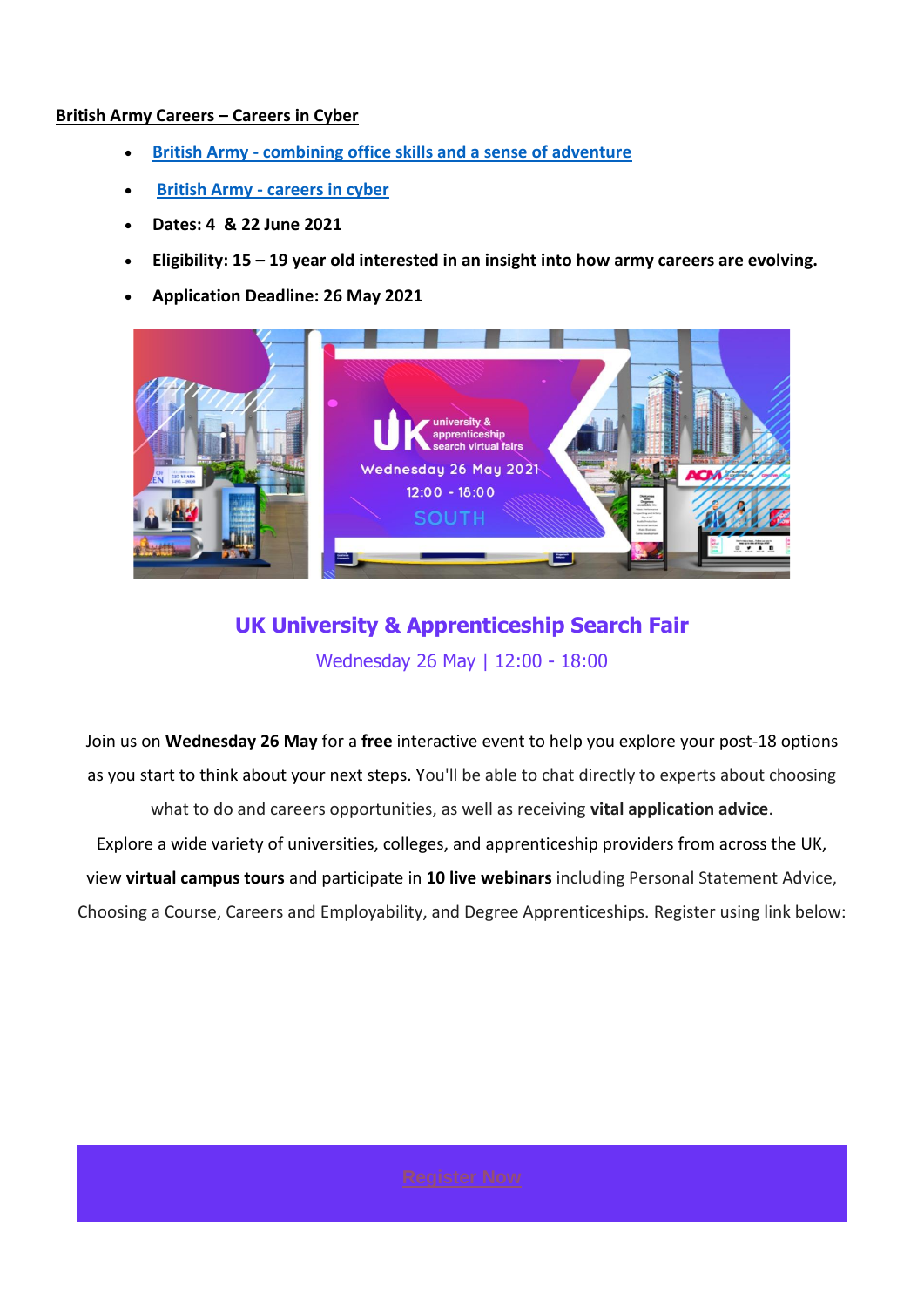**British Army Careers – Careers in Cyber**

- British Army - combining office skills and a sense of adventure
- British Army - careers in cyber
- **Dates: 4 & 22 June 2021**
- **Eligibility: 15 – 19 year old interested in an insight into how army careers are evolving.**
- **Application Deadline: 26 May 2021**

## UK University & Apprenticeship Search Fair

Wednesday 26 May | 12:00 - 18:00

Join us on **Wednesday 26 May** for a **free** interactive event to help you explore your post-18 options as you start to think about your next steps. You'll be able to chat directly to experts about choosing what to do and careers opportunities, as well as receiving **vital application advice**.

Explore a wide variety of universities, colleges, and apprenticeship providers from across the UK, view **virtual campus tours** and participate in **10 live webinars** including Personal Statement Advice, Choosing a Course, Careers and Employability, and Degree Apprenticeships. Register using link below:

Register Now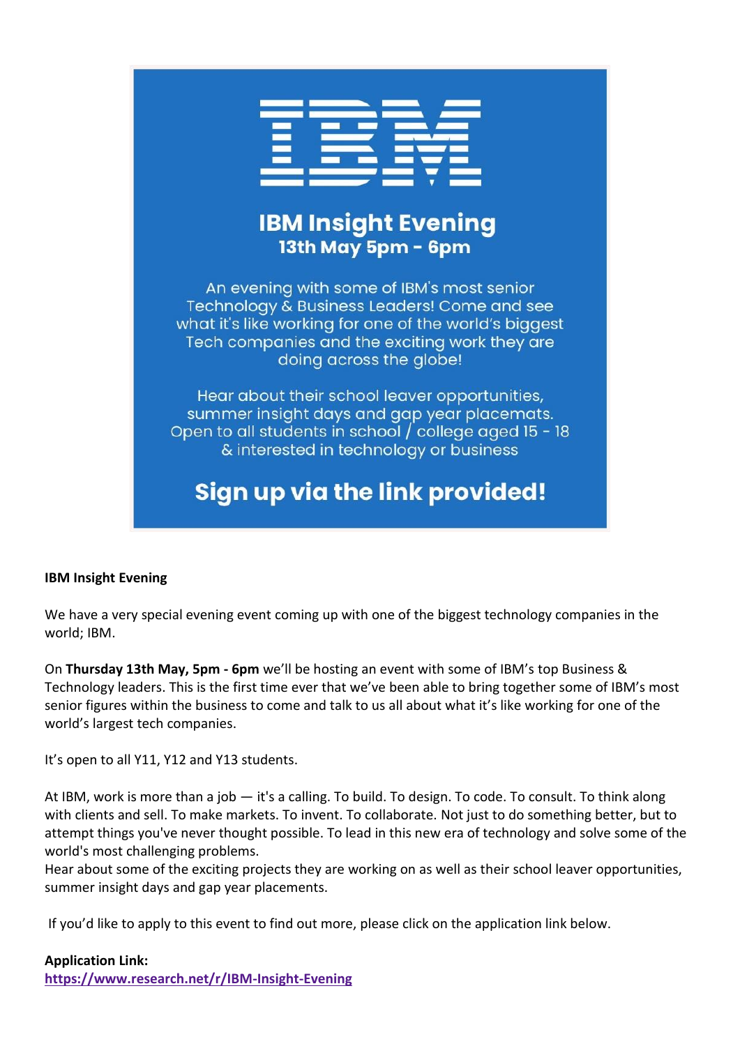IBM

# IBM Insight Evening

**13th May 5pm - 6pm**

An evening with some of IBM's most senior Technology & Business Leaders! Come and see what it's like working for one of the world's biggest Tech companies and the exciting work they are doing across the globe!

Hear about their school leaver opportunities, summer insight days and gap year placemats. Open to all students in school / college aged 15 - 18 & interested in technology or business

**Sign up via the link provided!**

**IBM Insight Evening**

We have a very special evening event coming up with one of the biggest technology companies in the world; IBM.

On **Thursday 13th May, 5pm - 6pm** we'll be hosting an event with some of IBM's top Business & Technology leaders. This is the first time ever that we've been able to bring together some of IBM's most senior figures within the business to come and talk to us all about what it's like working for one of the world's largest tech companies.

It's open to all Y11, Y12 and Y13 students.

At IBM, work is more than a job — it's a calling. To build. To design. To code. To consult. To think along with clients and sell. To make markets. To invent. To collaborate. Not just to do something better, but to attempt things you've never thought possible. To lead in this new era of technology and solve some of the world's most challenging problems.
Hear about some of the exciting projects they are working on as well as their school leaver opportunities, summer insight days and gap year placements.

If you'd like to apply to this event to find out more, please click on the application link below.

**Application Link:**
https://www.research.net/r/IBM-Insight-Evening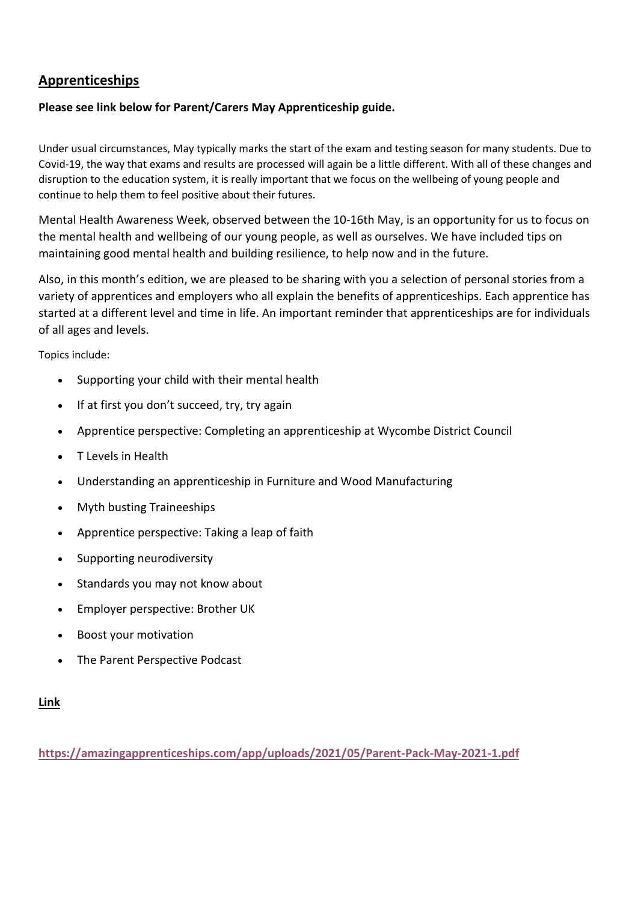## Apprenticeships

**Please see link below for Parent/Carers May Apprenticeship guide.**

Under usual circumstances, May typically marks the start of the exam and testing season for many students. Due to Covid-19, the way that exams and results are processed will again be a little different. With all of these changes and disruption to the education system, it is really important that we focus on the wellbeing of young people and continue to help them to feel positive about their futures.

Mental Health Awareness Week, observed between the 10-16th May, is an opportunity for us to focus on the mental health and wellbeing of our young people, as well as ourselves. We have included tips on maintaining good mental health and building resilience, to help now and in the future.

Also, in this month's edition, we are pleased to be sharing with you a selection of personal stories from a variety of apprentices and employers who all explain the benefits of apprenticeships. Each apprentice has started at a different level and time in life. An important reminder that apprenticeships are for individuals of all ages and levels.

Topics include:

- Supporting your child with their mental health
- If at first you don't succeed, try, try again
- Apprentice perspective: Completing an apprenticeship at Wycombe District Council
- T Levels in Health
- Understanding an apprenticeship in Furniture and Wood Manufacturing
- Myth busting Traineeships
- Apprentice perspective: Taking a leap of faith
- Supporting neurodiversity
- Standards you may not know about
- Employer perspective: Brother UK
- Boost your motivation
- The Parent Perspective Podcast

**Link**

**https://amazingapprenticeships.com/app/uploads/2021/05/Parent-Pack-May-2021-1.pdf**